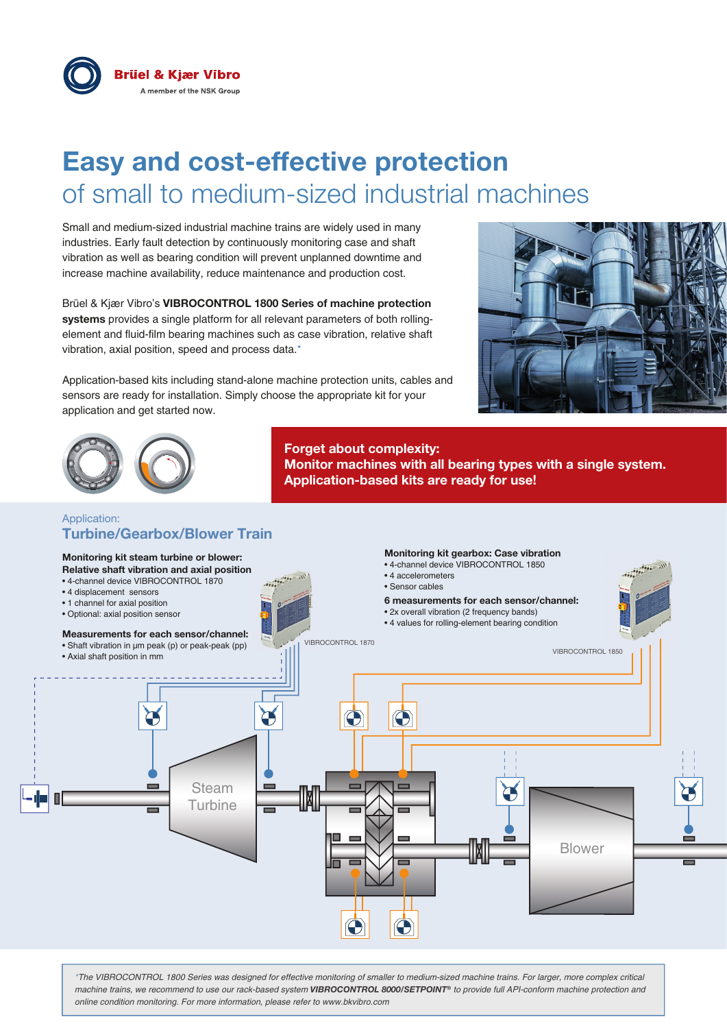# Easy and cost-effective protection
## of small to medium-sized industrial machines

Small and medium-sized industrial machine trains are widely used in many industries. Early fault detection by continuously monitoring case and shaft vibration as well as bearing condition will prevent unplanned downtime and increase machine availability, reduce maintenance and production cost.

Brüel & Kjær Vibro's **VIBROCONTROL 1800 Series of machine protection systems** provides a single platform for all relevant parameters of both rolling-element and fluid-film bearing machines such as case vibration, relative shaft vibration, axial position, speed and process data.*

Application-based kits including stand-alone machine protection units, cables and sensors are ready for installation. Simply choose the appropriate kit for your application and get started now.

**Forget about complexity:**
**Monitor machines with all bearing types with a single system.**
**Application-based kits are ready for use!**

Application:
### Turbine/Gearbox/Blower Train

**Monitoring kit steam turbine or blower: Relative shaft vibration and axial position**
- 4-channel device VIBROCONTROL 1870
- 4 displacement sensors
- 1 channel for axial position
- Optional: axial position sensor

**Measurements for each sensor/channel:**
- Shaft vibration in µm peak (p) or peak-peak (pp)
- Axial shaft position in mm

**Monitoring kit gearbox: Case vibration**
- 4-channel device VIBROCONTROL 1850
- 4 accelerometers
- Sensor cables

**6 measurements for each sensor/channel:**
- 2x overall vibration (2 frequency bands)
- 4 values for rolling-element bearing condition

VIBROCONTROL 1870

VIBROCONTROL 1850

Steam Turbine

Blower

*The VIBROCONTROL 1800 Series was designed for effective monitoring of smaller to medium-sized machine trains. For larger, more complex critical machine trains, we recommend to use our rack-based system **VIBROCONTROL 8000/SETPOINT®** to provide full API-conform machine protection and online condition monitoring. For more information, please refer to www.bkvibro.com*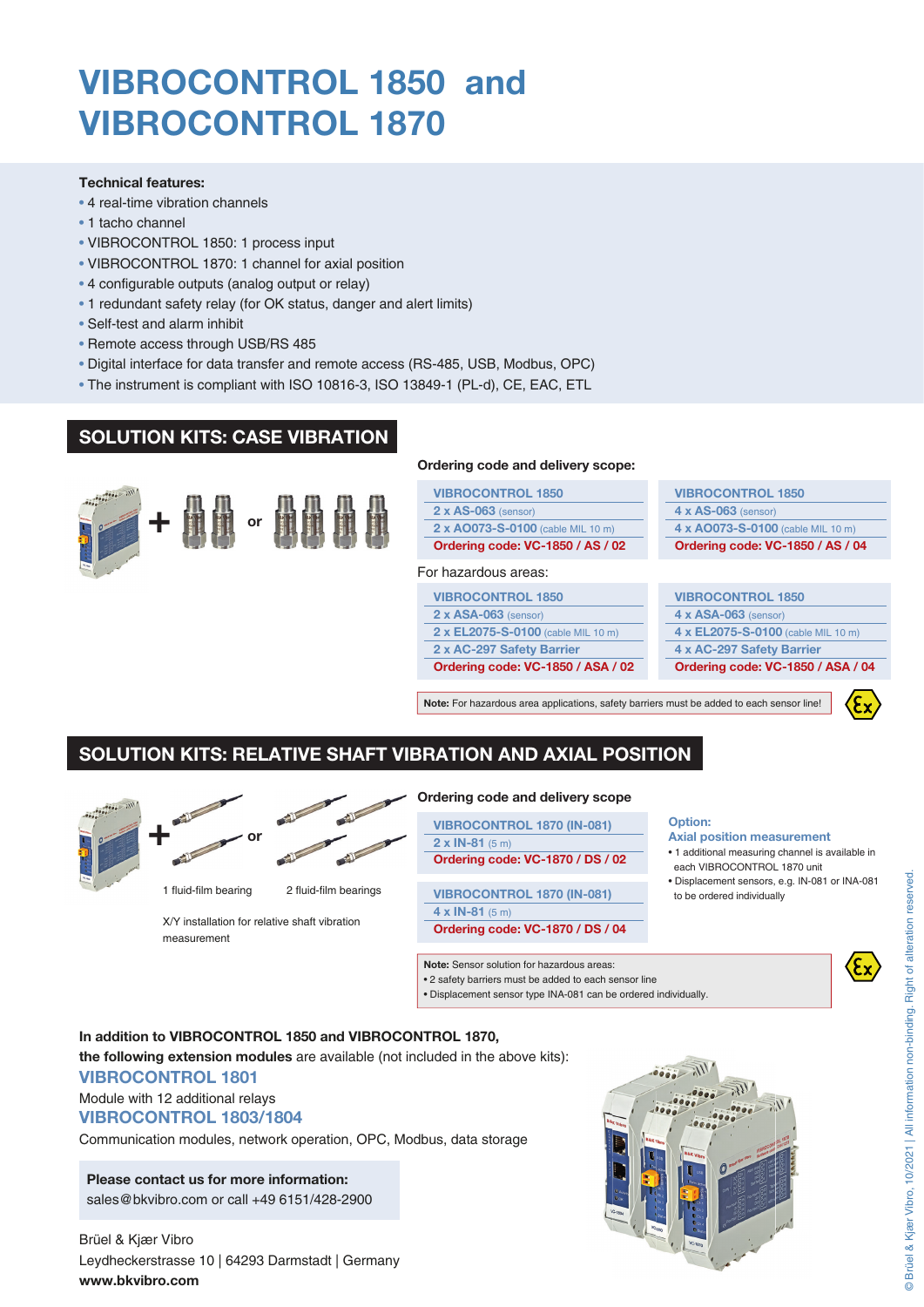# VIBROCONTROL 1850 and VIBROCONTROL 1870

**Technical features:**

- 4 real-time vibration channels
- 1 tacho channel
- VIBROCONTROL 1850: 1 process input
- VIBROCONTROL 1870: 1 channel for axial position
- 4 configurable outputs (analog output or relay)
- 1 redundant safety relay (for OK status, danger and alert limits)
- Self-test and alarm inhibit
- Remote access through USB/RS 485
- Digital interface for data transfer and remote access (RS-485, USB, Modbus, OPC)
- The instrument is compliant with ISO 10816-3, ISO 13849-1 (PL-d), CE, EAC, ETL

## SOLUTION KITS: CASE VIBRATION

+ or

**Ordering code and delivery scope:**

| | |
|---|---|
| VIBROCONTROL 1850 | VIBROCONTROL 1850 |
| 2 x AS-063 (sensor) | 4 x AS-063 (sensor) |
| 2 x AO073-S-0100 (cable MIL 10 m) | 4 x AO073-S-0100 (cable MIL 10 m) |
| **Ordering code: VC-1850 / AS / 02** | **Ordering code: VC-1850 / AS / 04** |

For hazardous areas:

| | |
|---|---|
| VIBROCONTROL 1850 | VIBROCONTROL 1850 |
| 2 x ASA-063 (sensor) | 4 x ASA-063 (sensor) |
| 2 x EL2075-S-0100 (cable MIL 10 m) | 4 x EL2075-S-0100 (cable MIL 10 m) |
| 2 x AC-297 Safety Barrier | 4 x AC-297 Safety Barrier |
| **Ordering code: VC-1850 / ASA / 02** | **Ordering code: VC-1850 / ASA / 04** |

**Note:** For hazardous area applications, safety barriers must be added to each sensor line!

## SOLUTION KITS: RELATIVE SHAFT VIBRATION AND AXIAL POSITION

+ or

1 fluid-film bearing

2 fluid-film bearings

X/Y installation for relative shaft vibration measurement

**Ordering code and delivery scope**

| |
|---|
| VIBROCONTROL 1870 (IN-081) |
| 2 x IN-81 (5 m) |
| **Ordering code: VC-1870 / DS / 02** |

| |
|---|
| VIBROCONTROL 1870 (IN-081) |
| 4 x IN-81 (5 m) |
| **Ordering code: VC-1870 / DS / 04** |

**Option:**
**Axial position measurement**

- 1 additional measuring channel is available in each VIBROCONTROL 1870 unit
- Displacement sensors, e.g. IN-081 or INA-081 to be ordered individually

**Note:** Sensor solution for hazardous areas:

- 2 safety barriers must be added to each sensor line
- Displacement sensor type INA-081 can be ordered individually.

**In addition to VIBROCONTROL 1850 and VIBROCONTROL 1870, the following extension modules** are available (not included in the above kits):

### VIBROCONTROL 1801

Module with 12 additional relays

### VIBROCONTROL 1803/1804

Communication modules, network operation, OPC, Modbus, data storage

**Please contact us for more information:**
sales@bkvibro.com or call +49 6151/428-2900

Brüel & Kjær Vibro
Leydheckerstrasse 10 | 64293 Darmstadt | Germany
**www.bkvibro.com**

© Brüel & Kjær Vibro, 10/2021 | All information non-binding. Right of alteration reserved.